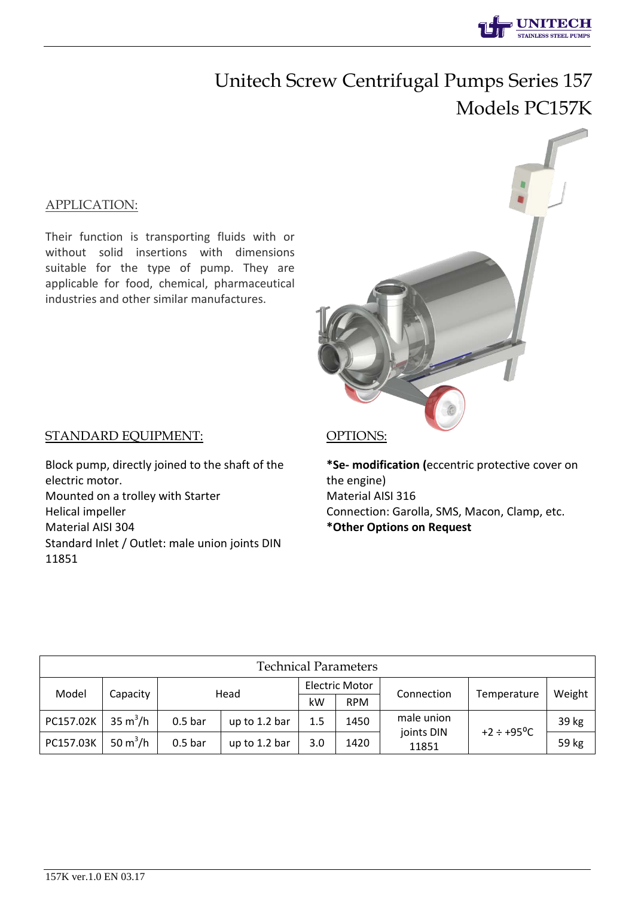# Unitech Screw Centrifugal Pumps Series 157

## Models PC157K

### APPLICATION:

Their function is transporting fluids with or without solid insertions with dimensions suitable for the type of pump. They are applicable for food, chemical, pharmaceutical industries and other similar manufactures.

### STANDARD EQUIPMENT:

Block pump, directly joined to the shaft of the electric motor.
Mounted on a trolley with Starter
Helical impeller
Material AISI 304
Standard Inlet / Outlet: male union joints DIN 11851

### OPTIONS:

**\*Se- modification (**eccentric protective cover on the engine)
Material AISI 316
Connection: Garolla, SMS, Macon, Clamp, etc.
**\*Other Options on Request**

| Technical Parameters | | | | | | | | |
|---|---|---|---|---|---|---|---|---|
| Model | Capacity | Head | | Electric Motor | | Connection | Temperature | Weight |
| | | | | kW | RPM | | | |
| PC157.02K | 35 $m^3/h$ | 0.5 bar | up to 1.2 bar | 1.5 | 1450 | male union joints DIN 11851 | +2 ÷ +95°C | 39 kg |
| PC157.03K | 50 $m^3/h$ | 0.5 bar | up to 1.2 bar | 3.0 | 1420 | | | 59 kg |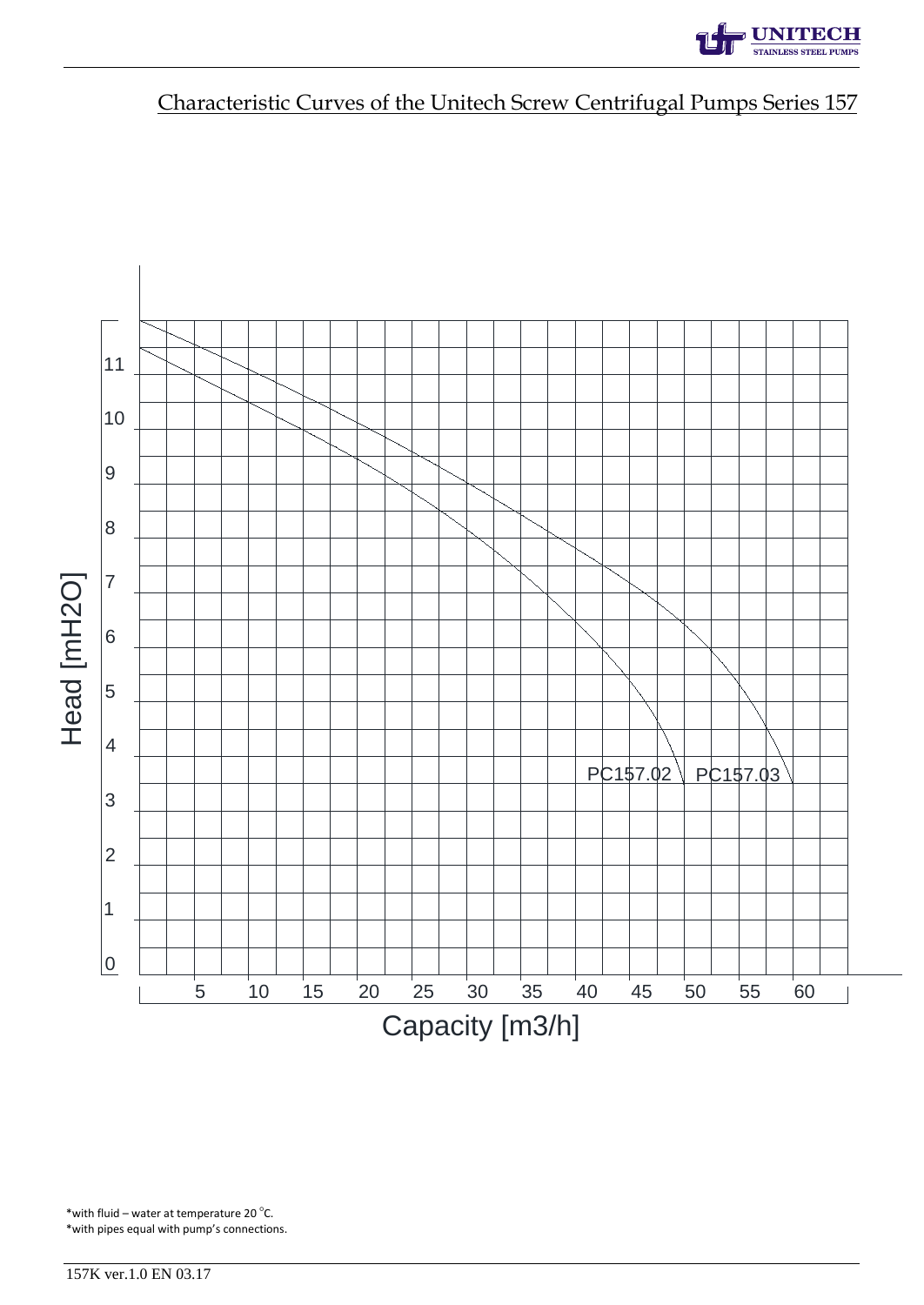## Characteristic Curves of the Unitech Screw Centrifugal Pumps Series 157

Head [mH2O]

11
10
9
8
7
6
5
4
3
2
1
0

PC157.02 PC157.03

5 10 15 20 25 30 35 40 45 50 55 60

Capacity [m3/h]

*with fluid – water at temperature 20 °C.
*with pipes equal with pump's connections.

157K ver.1.0 EN 03.17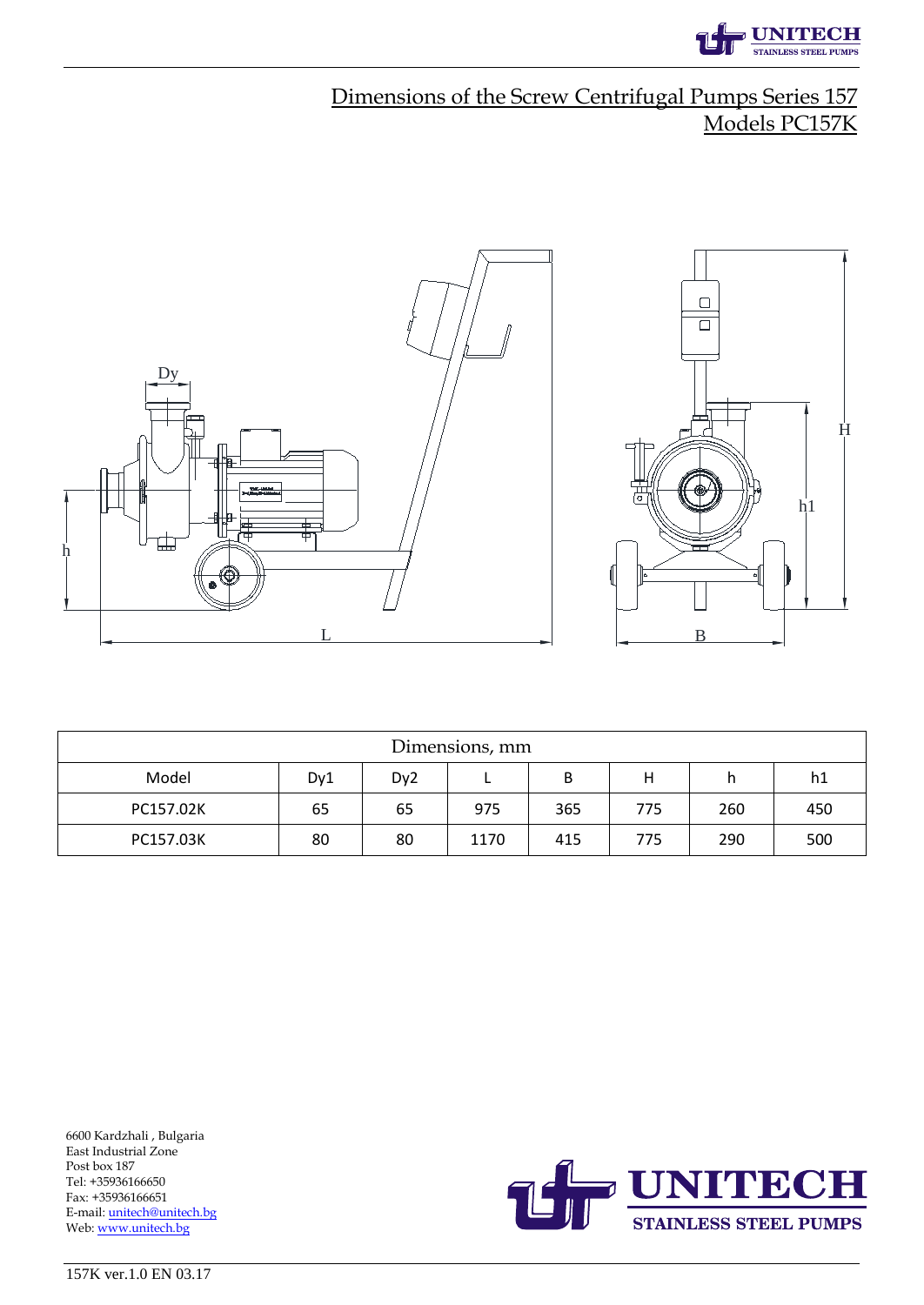# Dimensions of the Screw Centrifugal Pumps Series 157
## Models PC157K

Dy

h

L

H

h1

B

| Dimensions, mm | | | | | | | |
|---|---|---|---|---|---|---|---|
| Model | Dy1 | Dy2 | L | B | H | h | h1 |
| PC157.02K | 65 | 65 | 975 | 365 | 775 | 260 | 450 |
| PC157.03K | 80 | 80 | 1170 | 415 | 775 | 290 | 500 |

6600 Kardzhali , Bulgaria
East Industrial Zone
Post box 187
Tel: +35936166650
Fax: +35936166651
E-mail: unitech@unitech.bg
Web: www.unitech.bg

UNITECH
STAINLESS STEEL PUMPS

157K ver.1.0 EN 03.17